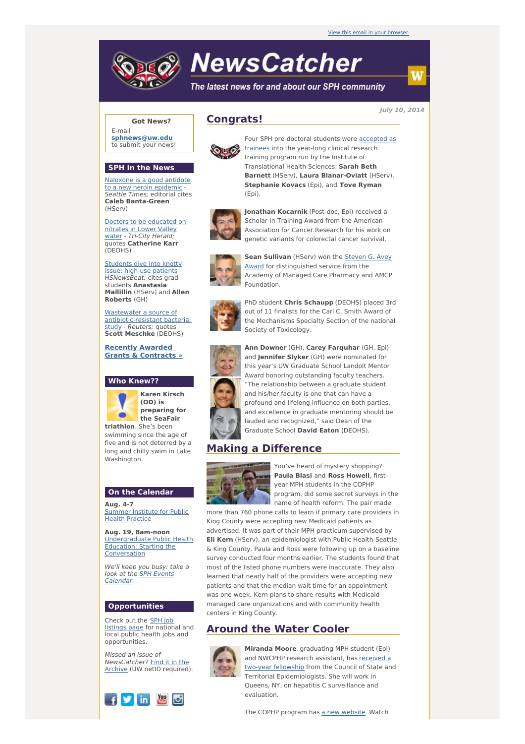View this email in your browser.

# NewsCatcher

*The latest news for and about our SPH community*

*July 10, 2014*

**Got News?**
E-mail **sphnews@uw.edu** to submit your news!

## SPH in the News

Naloxone is a good antidote to a new heroin epidemic - *Seattle Times;* editorial cites **Caleb Banta-Green** (HServ)

Doctors to be educated on nitrates in Lower Valley water - *Tri-City Herald;* quotes **Catherine Karr** (DEOHS)

Students dive into knotty issue: high-use patients - *HSNewsBeat;* cites grad students **Anastasia Mallillin** (HServ) and **Allen Roberts** (GH)

Wastewater a source of antibiotic-resistant bacteria: study - *Reuters;* quotes **Scott Meschke** (DEOHS)

**Recently Awarded Grants & Contracts »**

## Who Knew??

**Karen Kirsch (OD) is preparing for the SeaFair triathlon**. She's been swimming since the age of five and is not deterred by a long and chilly swim in Lake Washington.

## On the Calendar

**Aug. 4-7**
Summer Institute for Public Health Practice

**Aug. 19, 8am-noon**
Undergraduate Public Health Education: Starting the Conversation

*We'll keep you busy: take a look at the SPH Events Calendar.*

## Opportunities

Check out the SPH job listings page for national and local public health jobs and opportunities.

*Missed an issue of NewsCatcher?* Find it in the Archive (UW netID required).

## Congrats!

Four SPH pre-doctoral students were accepted as trainees into the year-long clinical research training program run by the Institute of Translational Health Sciences: **Sarah Beth Barnett** (HServ), **Laura Blanar-Oviatt** (HServ), **Stephanie Kovacs** (Epi), and **Tove Ryman** (Epi).

**Jonathan Kocarnik** (Post-doc, Epi) received a Scholar-in-Training Award from the American Association for Cancer Research for his work on genetic variants for colorectal cancer survival.

**Sean Sullivan** (HServ) won the Steven G. Avey Award for distinguished service from the Academy of Managed Care Pharmacy and AMCP Foundation.

PhD student **Chris Schaupp** (DEOHS) placed 3rd out of 11 finalists for the Carl C. Smith Award of the Mechanisms Specialty Section of the national Society of Toxicology.

**Ann Downer** (GH), **Carey Farquhar** (GH, Epi) and **Jennifer Slyker** (GH) were nominated for this year's UW Graduate School Landolt Mentor Award honoring outstanding faculty teachers. "The relationship between a graduate student and his/her faculty is one that can have a profound and lifelong influence on both parties, and excellence in graduate mentoring should be lauded and recognized," said Dean of the Graduate School **David Eaton** (DEOHS).

## Making a Difference

You've heard of mystery shopping? **Paula Blasi** and **Ross Howell**, first-year MPH students in the COPHP program, did some secret surveys in the name of health reform. The pair made more than 760 phone calls to learn if primary care providers in King County were accepting new Medicaid patients as advertised. It was part of their MPH practicum supervised by **Eli Kern** (HServ), an epidemiologist with Public Health-Seattle & King County. Paula and Ross were following up on a baseline survey conducted four months earlier. The students found that most of the listed phone numbers were inaccurate. They also learned that nearly half of the providers were accepting new patients and that the median wait time for an appointment was one week. Kern plans to share results with Medicaid managed care organizations and with community health centers in King County.

## Around the Water Cooler

**Miranda Moore**, graduating MPH student (Epi) and NWCPHP research assistant, has received a two-year fellowship from the Council of State and Territorial Epidemiologists. She will work in Queens, NY, on hepatitis C surveillance and evaluation.

The COPHP program has a new website. Watch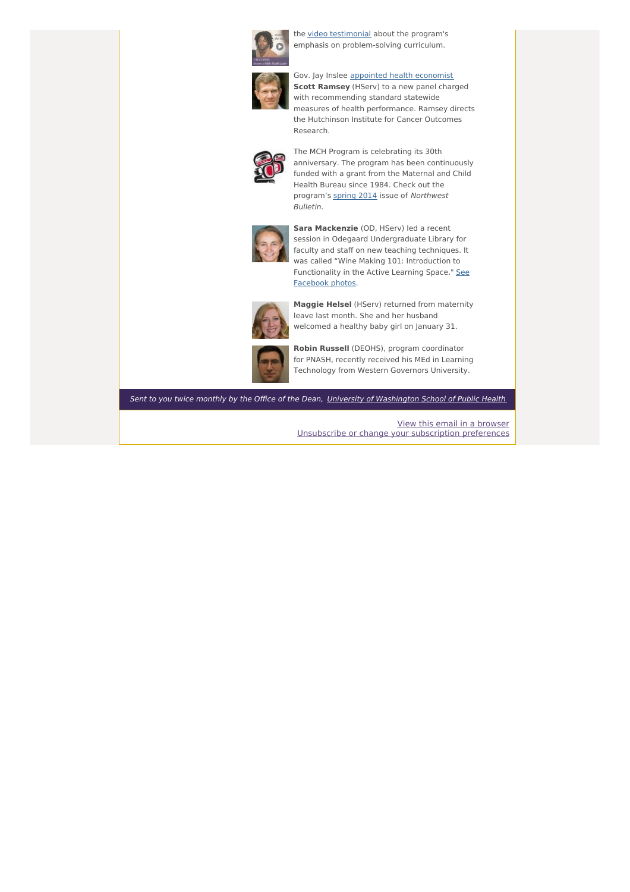the video testimonial about the program's emphasis on problem-solving curriculum.

Gov. Jay Inslee appointed health economist **Scott Ramsey** (HServ) to a new panel charged with recommending standard statewide measures of health performance. Ramsey directs the Hutchinson Institute for Cancer Outcomes Research.

The MCH Program is celebrating its 30th anniversary. The program has been continuously funded with a grant from the Maternal and Child Health Bureau since 1984. Check out the program's spring 2014 issue of *Northwest Bulletin*.

**Sara Mackenzie** (OD, HServ) led a recent session in Odegaard Undergraduate Library for faculty and staff on new teaching techniques. It was called "Wine Making 101: Introduction to Functionality in the Active Learning Space." See Facebook photos.

**Maggie Helsel** (HServ) returned from maternity leave last month. She and her husband welcomed a healthy baby girl on January 31.

**Robin Russell** (DEOHS), program coordinator for PNASH, recently received his MEd in Learning Technology from Western Governors University.

*Sent to you twice monthly by the Office of the Dean, University of Washington School of Public Health*

View this email in a browser
Unsubscribe or change your subscription preferences